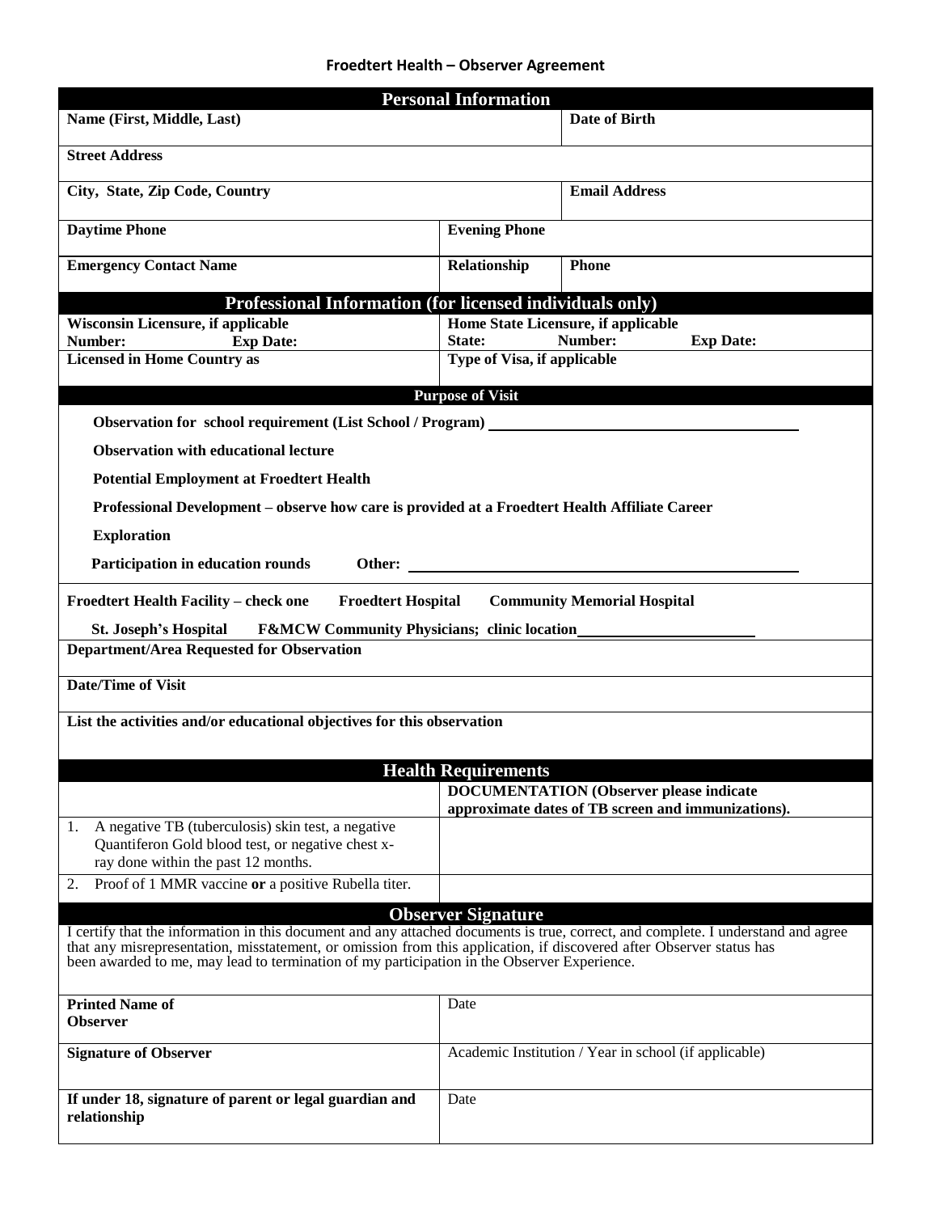# Froedtert Health – Observer Agreement

## Personal Information

| | | |
|---|---|---|
| **Name (First, Middle, Last)** | | **Date of Birth** |
| **Street Address** | | |
| **City, State, Zip Code, Country** | | **Email Address** |
| **Daytime Phone** | **Evening Phone** | |
| **Emergency Contact Name** | **Relationship** | **Phone** |

## Professional Information (for licensed individuals only)

| | |
|---|---|
| **Wisconsin Licensure, if applicable**<br>**Number: Exp Date:** | **Home State Licensure, if applicable**<br>**State: Number: Exp Date:** |
| **Licensed in Home Country as** | **Type of Visa, if applicable** |

## Purpose of Visit

**Observation for school requirement (List School / Program)** ______________________

**Observation with educational lecture**

**Potential Employment at Froedtert Health**

**Professional Development – observe how care is provided at a Froedtert Health Affiliate Career**

**Exploration**

**Participation in education rounds Other:** ______________________

**Froedtert Health Facility – check one** **Froedtert Hospital** **Community Memorial Hospital**

**St. Joseph's Hospital** **F&MCW Community Physicians; clinic location** ______________________

**Department/Area Requested for Observation**

**Date/Time of Visit**

**List the activities and/or educational objectives for this observation**

## Health Requirements

| | **DOCUMENTATION (Observer please indicate approximate dates of TB screen and immunizations).** |
|---|---|
| 1. A negative TB (tuberculosis) skin test, a negative Quantiferon Gold blood test, or negative chest x-ray done within the past 12 months. | |
| 2. Proof of 1 MMR vaccine **or** a positive Rubella titer. | |

## Observer Signature

I certify that the information in this document and any attached documents is true, correct, and complete. I understand and agree that any misrepresentation, misstatement, or omission from this application, if discovered after Observer status has been awarded to me, may lead to termination of my participation in the Observer Experience.

| | |
|---|---|
| **Printed Name of Observer** | Date |
| **Signature of Observer** | Academic Institution / Year in school (if applicable) |
| **If under 18, signature of parent or legal guardian and relationship** | Date |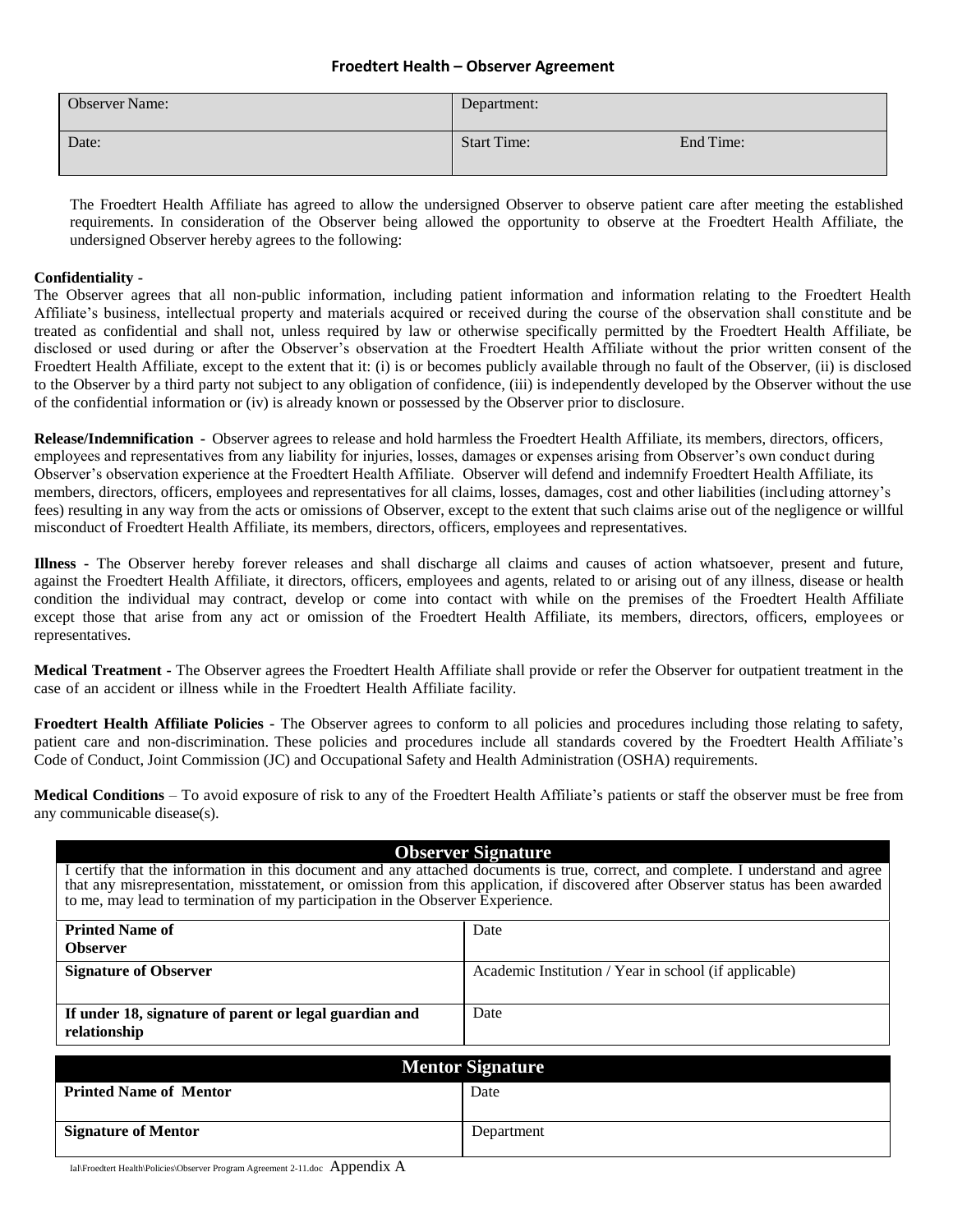# Froedtert Health – Observer Agreement

| | |
|---|---|
| Observer Name: | Department: |
| Date: | Start Time: End Time: |

The Froedtert Health Affiliate has agreed to allow the undersigned Observer to observe patient care after meeting the established requirements. In consideration of the Observer being allowed the opportunity to observe at the Froedtert Health Affiliate, the undersigned Observer hereby agrees to the following:

**Confidentiality -**
The Observer agrees that all non-public information, including patient information and information relating to the Froedtert Health Affiliate's business, intellectual property and materials acquired or received during the course of the observation shall constitute and be treated as confidential and shall not, unless required by law or otherwise specifically permitted by the Froedtert Health Affiliate, be disclosed or used during or after the Observer's observation at the Froedtert Health Affiliate without the prior written consent of the Froedtert Health Affiliate, except to the extent that it: (i) is or becomes publicly available through no fault of the Observer, (ii) is disclosed to the Observer by a third party not subject to any obligation of confidence, (iii) is independently developed by the Observer without the use of the confidential information or (iv) is already known or possessed by the Observer prior to disclosure.

**Release/Indemnification -** Observer agrees to release and hold harmless the Froedtert Health Affiliate, its members, directors, officers, employees and representatives from any liability for injuries, losses, damages or expenses arising from Observer's own conduct during Observer's observation experience at the Froedtert Health Affiliate. Observer will defend and indemnify Froedtert Health Affiliate, its members, directors, officers, employees and representatives for all claims, losses, damages, cost and other liabilities (including attorney's fees) resulting in any way from the acts or omissions of Observer, except to the extent that such claims arise out of the negligence or willful misconduct of Froedtert Health Affiliate, its members, directors, officers, employees and representatives.

**Illness -** The Observer hereby forever releases and shall discharge all claims and causes of action whatsoever, present and future, against the Froedtert Health Affiliate, it directors, officers, employees and agents, related to or arising out of any illness, disease or health condition the individual may contract, develop or come into contact with while on the premises of the Froedtert Health Affiliate except those that arise from any act or omission of the Froedtert Health Affiliate, its members, directors, officers, employees or representatives.

**Medical Treatment -** The Observer agrees the Froedtert Health Affiliate shall provide or refer the Observer for outpatient treatment in the case of an accident or illness while in the Froedtert Health Affiliate facility.

**Froedtert Health Affiliate Policies -** The Observer agrees to conform to all policies and procedures including those relating to safety, patient care and non-discrimination. These policies and procedures include all standards covered by the Froedtert Health Affiliate's Code of Conduct, Joint Commission (JC) and Occupational Safety and Health Administration (OSHA) requirements.

**Medical Conditions** – To avoid exposure of risk to any of the Froedtert Health Affiliate's patients or staff the observer must be free from any communicable disease(s).

## Observer Signature

I certify that the information in this document and any attached documents is true, correct, and complete. I understand and agree that any misrepresentation, misstatement, or omission from this application, if discovered after Observer status has been awarded to me, may lead to termination of my participation in the Observer Experience.

| | |
|---|---|
| **Printed Name of Observer** | Date |
| **Signature of Observer** | Academic Institution / Year in school (if applicable) |
| **If under 18, signature of parent or legal guardian and relationship** | Date |

## Mentor Signature

| | |
|---|---|
| **Printed Name of Mentor** | Date |
| **Signature of Mentor** | Department |

Ial\Froedtert Health\Policies\Observer Program Agreement 2-11.doc Appendix A